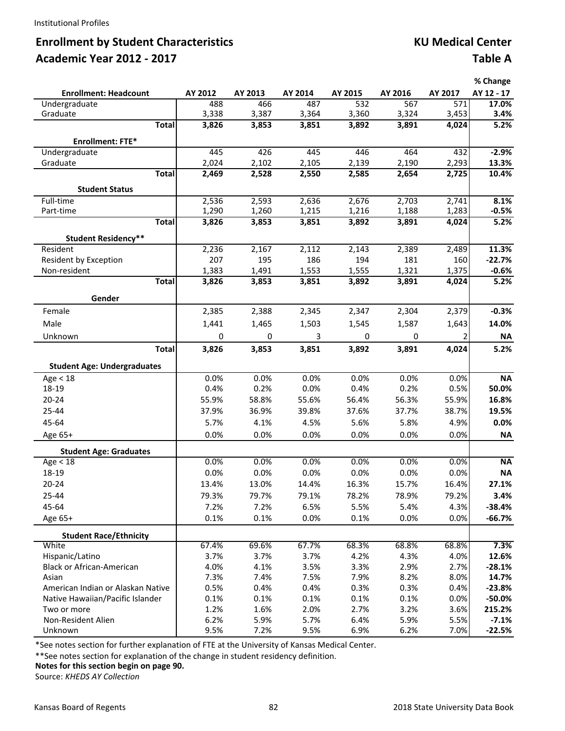Institutional Profiles

## Enrollment by Student Characteristics — KU Medical Center

## Academic Year 2012 - 2017 — Table A

| Enrollment: Headcount | AY 2012 | AY 2013 | AY 2014 | AY 2015 | AY 2016 | AY 2017 | % Change AY 12 - 17 |
|---|---|---|---|---|---|---|---|
| Undergraduate | 488 | 466 | 487 | 532 | 567 | 571 | **17.0%** |
| Graduate | 3,338 | 3,387 | 3,364 | 3,360 | 3,324 | 3,453 | **3.4%** |
| **Total** | **3,826** | **3,853** | **3,851** | **3,892** | **3,891** | **4,024** | **5.2%** |
| **Enrollment: FTE*** | | | | | | | |
| Undergraduate | 445 | 426 | 445 | 446 | 464 | 432 | **-2.9%** |
| Graduate | 2,024 | 2,102 | 2,105 | 2,139 | 2,190 | 2,293 | **13.3%** |
| **Total** | **2,469** | **2,528** | **2,550** | **2,585** | **2,654** | **2,725** | **10.4%** |
| **Student Status** | | | | | | | |
| Full-time | 2,536 | 2,593 | 2,636 | 2,676 | 2,703 | 2,741 | **8.1%** |
| Part-time | 1,290 | 1,260 | 1,215 | 1,216 | 1,188 | 1,283 | **-0.5%** |
| **Total** | **3,826** | **3,853** | **3,851** | **3,892** | **3,891** | **4,024** | **5.2%** |
| **Student Residency**** | | | | | | | |
| Resident | 2,236 | 2,167 | 2,112 | 2,143 | 2,389 | 2,489 | **11.3%** |
| Resident by Exception | 207 | 195 | 186 | 194 | 181 | 160 | **-22.7%** |
| Non-resident | 1,383 | 1,491 | 1,553 | 1,555 | 1,321 | 1,375 | **-0.6%** |
| **Total** | **3,826** | **3,853** | **3,851** | **3,892** | **3,891** | **4,024** | **5.2%** |
| **Gender** | | | | | | | |
| Female | 2,385 | 2,388 | 2,345 | 2,347 | 2,304 | 2,379 | **-0.3%** |
| Male | 1,441 | 1,465 | 1,503 | 1,545 | 1,587 | 1,643 | **14.0%** |
| Unknown | 0 | 0 | 3 | 0 | 0 | 2 | **NA** |
| **Total** | **3,826** | **3,853** | **3,851** | **3,892** | **3,891** | **4,024** | **5.2%** |
| **Student Age: Undergraduates** | | | | | | | |
| Age < 18 | 0.0% | 0.0% | 0.0% | 0.0% | 0.0% | 0.0% | **NA** |
| 18-19 | 0.4% | 0.2% | 0.0% | 0.4% | 0.2% | 0.5% | **50.0%** |
| 20-24 | 55.9% | 58.8% | 55.6% | 56.4% | 56.3% | 55.9% | **16.8%** |
| 25-44 | 37.9% | 36.9% | 39.8% | 37.6% | 37.7% | 38.7% | **19.5%** |
| 45-64 | 5.7% | 4.1% | 4.5% | 5.6% | 5.8% | 4.9% | **0.0%** |
| Age 65+ | 0.0% | 0.0% | 0.0% | 0.0% | 0.0% | 0.0% | **NA** |
| **Student Age: Graduates** | | | | | | | |
| Age < 18 | 0.0% | 0.0% | 0.0% | 0.0% | 0.0% | 0.0% | **NA** |
| 18-19 | 0.0% | 0.0% | 0.0% | 0.0% | 0.0% | 0.0% | **NA** |
| 20-24 | 13.4% | 13.0% | 14.4% | 16.3% | 15.7% | 16.4% | **27.1%** |
| 25-44 | 79.3% | 79.7% | 79.1% | 78.2% | 78.9% | 79.2% | **3.4%** |
| 45-64 | 7.2% | 7.2% | 6.5% | 5.5% | 5.4% | 4.3% | **-38.4%** |
| Age 65+ | 0.1% | 0.1% | 0.0% | 0.1% | 0.0% | 0.0% | **-66.7%** |
| **Student Race/Ethnicity** | | | | | | | |
| White | 67.4% | 69.6% | 67.7% | 68.3% | 68.8% | 68.8% | **7.3%** |
| Hispanic/Latino | 3.7% | 3.7% | 3.7% | 4.2% | 4.3% | 4.0% | **12.6%** |
| Black or African-American | 4.0% | 4.1% | 3.5% | 3.3% | 2.9% | 2.7% | **-28.1%** |
| Asian | 7.3% | 7.4% | 7.5% | 7.9% | 8.2% | 8.0% | **14.7%** |
| American Indian or Alaskan Native | 0.5% | 0.4% | 0.4% | 0.3% | 0.3% | 0.4% | **-23.8%** |
| Native Hawaiian/Pacific Islander | 0.1% | 0.1% | 0.1% | 0.1% | 0.1% | 0.0% | **-50.0%** |
| Two or more | 1.2% | 1.6% | 2.0% | 2.7% | 3.2% | 3.6% | **215.2%** |
| Non-Resident Alien | 6.2% | 5.9% | 5.7% | 6.4% | 5.9% | 5.5% | **-7.1%** |
| Unknown | 9.5% | 7.2% | 9.5% | 6.9% | 6.2% | 7.0% | **-22.5%** |

*See notes section for further explanation of FTE at the University of Kansas Medical Center.

**See notes section for explanation of the change in student residency definition.

**Notes for this section begin on page 90.**

Source: *KHEDS AY Collection*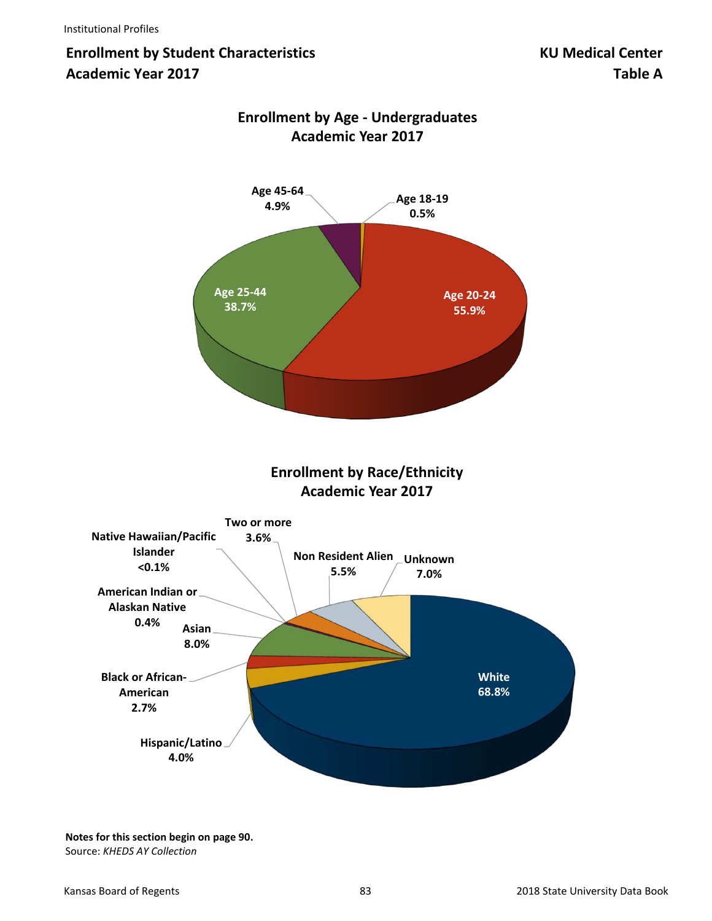## Enrollment by Student Characteristics
## Academic Year 2017

**KU Medical Center**
**Table A**

### Enrollment by Age - Undergraduates
### Academic Year 2017

| Age | Percent |
|---|---|
| Age 18-19 | 0.5% |
| Age 20-24 | 55.9% |
| Age 25-44 | 38.7% |
| Age 45-64 | 4.9% |

### Enrollment by Race/Ethnicity
### Academic Year 2017

| Race/Ethnicity | Percent |
|---|---|
| White | 68.8% |
| Hispanic/Latino | 4.0% |
| Black or African-American | 2.7% |
| Asian | 8.0% |
| American Indian or Alaskan Native | 0.4% |
| Native Hawaiian/Pacific Islander | <0.1% |
| Two or more | 3.6% |
| Non Resident Alien | 5.5% |
| Unknown | 7.0% |

**Notes for this section begin on page 90.**
Source: *KHEDS AY Collection*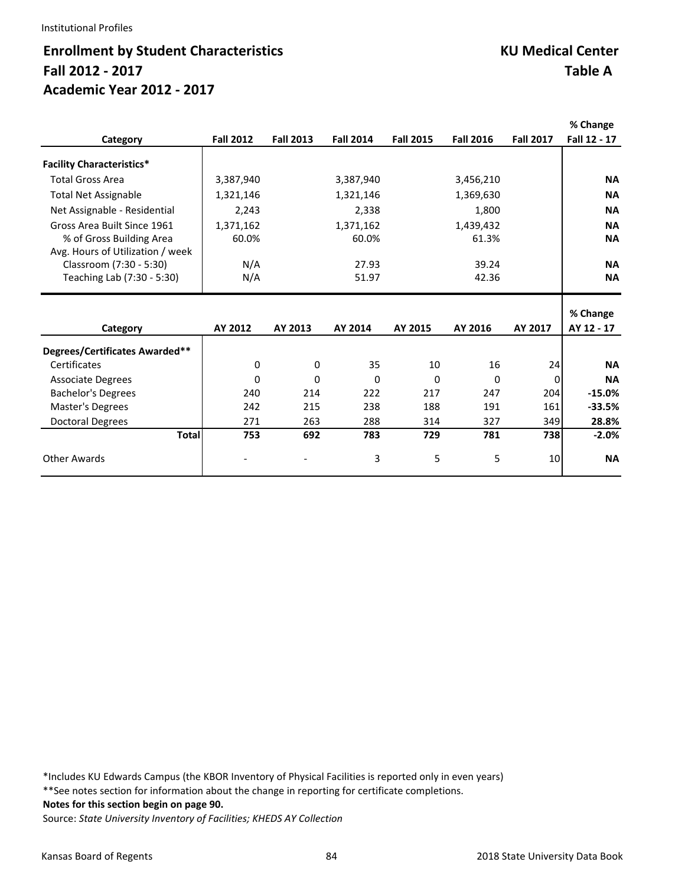# Enrollment by Student Characteristics — KU Medical Center

## Fall 2012 - 2017 — Table A

## Academic Year 2012 - 2017

| Category | Fall 2012 | Fall 2013 | Fall 2014 | Fall 2015 | Fall 2016 | Fall 2017 | % Change Fall 12 - 17 |
|---|---|---|---|---|---|---|---|
| **Facility Characteristics*** | | | | | | | |
| Total Gross Area | 3,387,940 | | 3,387,940 | | 3,456,210 | | **NA** |
| Total Net Assignable | 1,321,146 | | 1,321,146 | | 1,369,630 | | **NA** |
| Net Assignable - Residential | 2,243 | | 2,338 | | 1,800 | | **NA** |
| Gross Area Built Since 1961 | 1,371,162 | | 1,371,162 | | 1,439,432 | | **NA** |
| % of Gross Building Area | 60.0% | | 60.0% | | 61.3% | | **NA** |
| Avg. Hours of Utilization / week | | | | | | | |
| Classroom (7:30 - 5:30) | N/A | | 27.93 | | 39.24 | | **NA** |
| Teaching Lab (7:30 - 5:30) | N/A | | 51.97 | | 42.36 | | **NA** |

| Category | AY 2012 | AY 2013 | AY 2014 | AY 2015 | AY 2016 | AY 2017 | % Change AY 12 - 17 |
|---|---|---|---|---|---|---|---|
| **Degrees/Certificates Awarded**** | | | | | | | |
| Certificates | 0 | 0 | 35 | 10 | 16 | 24 | **NA** |
| Associate Degrees | 0 | 0 | 0 | 0 | 0 | 0 | **NA** |
| Bachelor's Degrees | 240 | 214 | 222 | 217 | 247 | 204 | **-15.0%** |
| Master's Degrees | 242 | 215 | 238 | 188 | 191 | 161 | **-33.5%** |
| Doctoral Degrees | 271 | 263 | 288 | 314 | 327 | 349 | **28.8%** |
| **Total** | **753** | **692** | **783** | **729** | **781** | **738** | **-2.0%** |
| Other Awards | - | - | 3 | 5 | 5 | 10 | **NA** |

*Includes KU Edwards Campus (the KBOR Inventory of Physical Facilities is reported only in even years)

**See notes section for information about the change in reporting for certificate completions.

**Notes for this section begin on page 90.**

Source: *State University Inventory of Facilities; KHEDS AY Collection*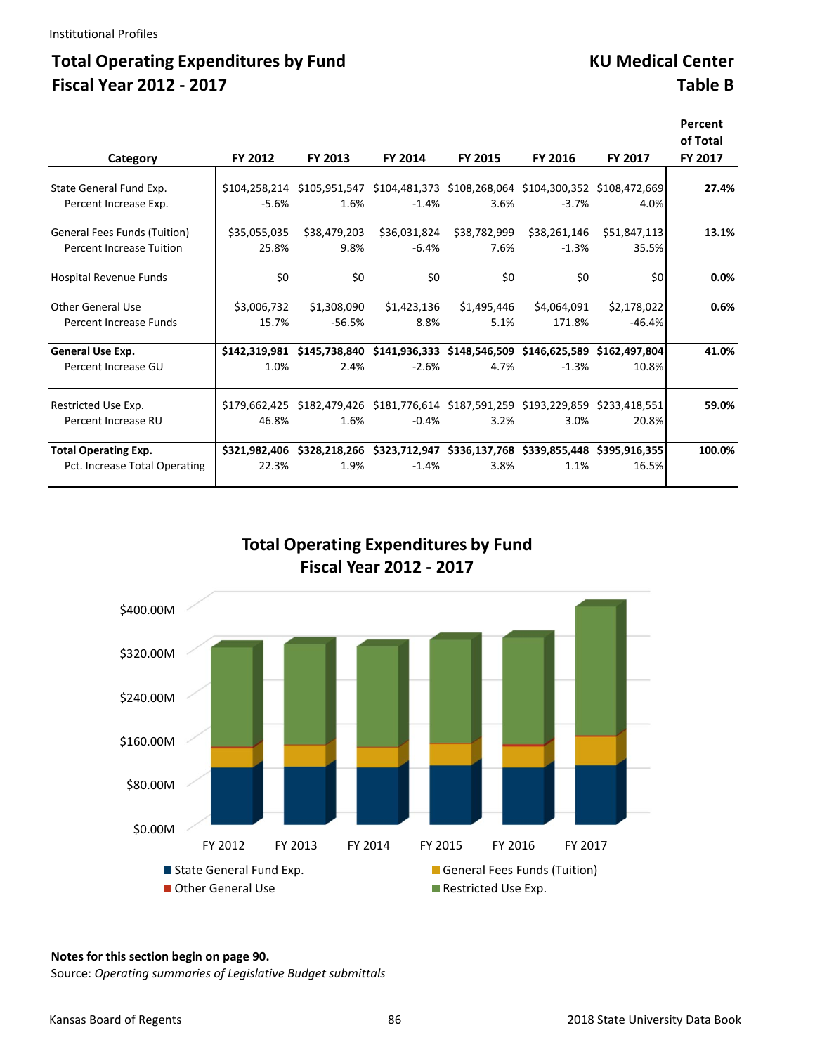## Total Operating Expenditures by Fund
## Fiscal Year 2012 - 2017

## KU Medical Center
## Table B

| Category | FY 2012 | FY 2013 | FY 2014 | FY 2015 | FY 2016 | FY 2017 | Percent of Total FY 2017 |
|---|---|---|---|---|---|---|---|
| State General Fund Exp. | $104,258,214 | $105,951,547 | $104,481,373 | $108,268,064 | $104,300,352 | $108,472,669 | **27.4%** |
| Percent Increase Exp. | -5.6% | 1.6% | -1.4% | 3.6% | -3.7% | 4.0% | |
| General Fees Funds (Tuition) | $35,055,035 | $38,479,203 | $36,031,824 | $38,782,999 | $38,261,146 | $51,847,113 | **13.1%** |
| Percent Increase Tuition | 25.8% | 9.8% | -6.4% | 7.6% | -1.3% | 35.5% | |
| Hospital Revenue Funds | $0 | $0 | $0 | $0 | $0 | $0 | **0.0%** |
| Other General Use | $3,006,732 | $1,308,090 | $1,423,136 | $1,495,446 | $4,064,091 | $2,178,022 | **0.6%** |
| Percent Increase Funds | 15.7% | -56.5% | 8.8% | 5.1% | 171.8% | -46.4% | |
| **General Use Exp.** | **$142,319,981** | **$145,738,840** | **$141,936,333** | **$148,546,509** | **$146,625,589** | **$162,497,804** | **41.0%** |
| Percent Increase GU | 1.0% | 2.4% | -2.6% | 4.7% | -1.3% | 10.8% | |
| Restricted Use Exp. | $179,662,425 | $182,479,426 | $181,776,614 | $187,591,259 | $193,229,859 | $233,418,551 | **59.0%** |
| Percent Increase RU | 46.8% | 1.6% | -0.4% | 3.2% | 3.0% | 20.8% | |
| **Total Operating Exp.** | **$321,982,406** | **$328,218,266** | **$323,712,947** | **$336,137,768** | **$339,855,448** | **$395,916,355** | **100.0%** |
| Pct. Increase Total Operating | 22.3% | 1.9% | -1.4% | 3.8% | 1.1% | 16.5% | |

**Total Operating Expenditures by Fund**
**Fiscal Year 2012 - 2017**

**Notes for this section begin on page 90.**
Source: *Operating summaries of Legislative Budget submittals*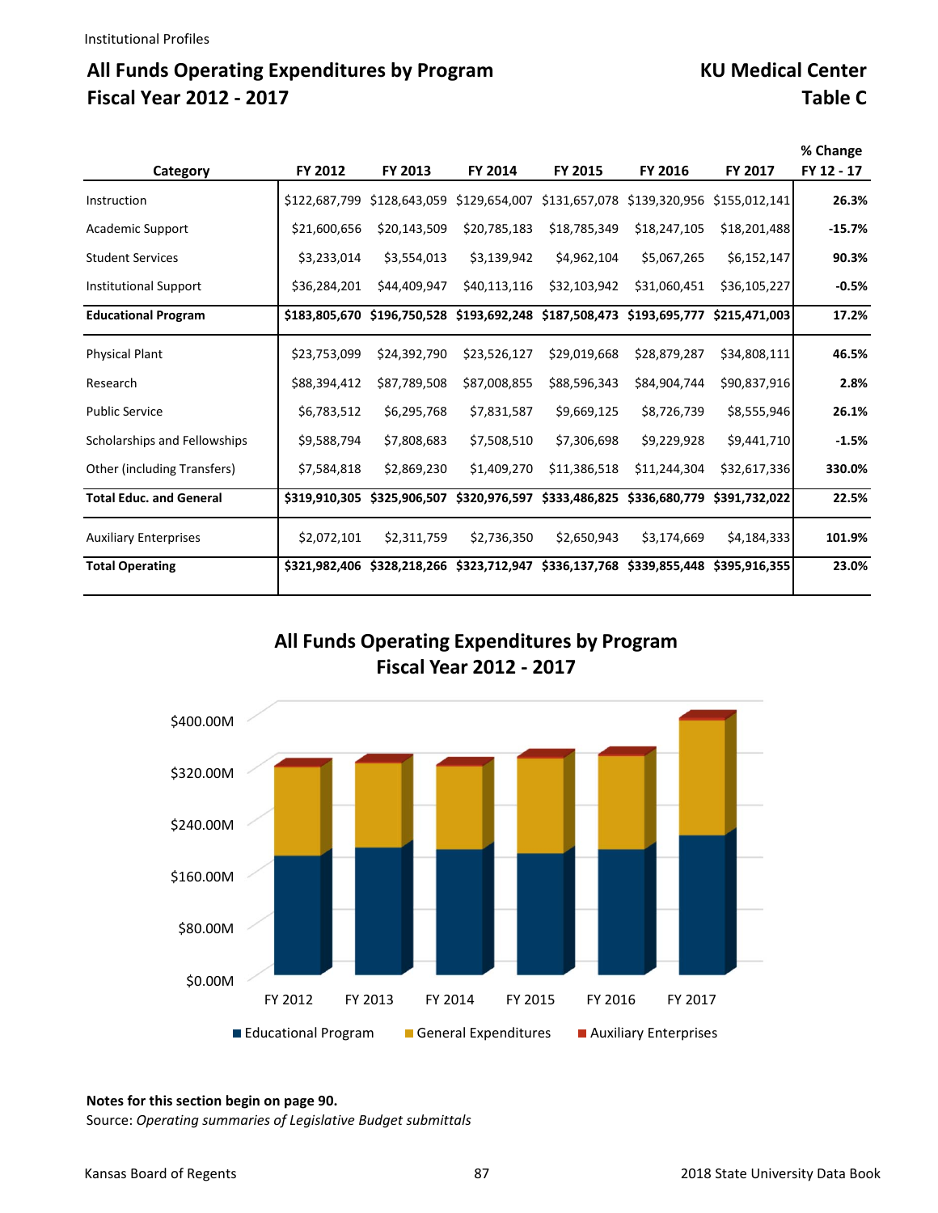Institutional Profiles

## All Funds Operating Expenditures by Program Fiscal Year 2012 - 2017

## KU Medical Center Table C

| Category | FY 2012 | FY 2013 | FY 2014 | FY 2015 | FY 2016 | FY 2017 | % Change FY 12 - 17 |
|---|---|---|---|---|---|---|---|
| Instruction | $122,687,799 | $128,643,059 | $129,654,007 | $131,657,078 | $139,320,956 | $155,012,141 | **26.3%** |
| Academic Support | $21,600,656 | $20,143,509 | $20,785,183 | $18,785,349 | $18,247,105 | $18,201,488 | **-15.7%** |
| Student Services | $3,233,014 | $3,554,013 | $3,139,942 | $4,962,104 | $5,067,265 | $6,152,147 | **90.3%** |
| Institutional Support | $36,284,201 | $44,409,947 | $40,113,116 | $32,103,942 | $31,060,451 | $36,105,227 | **-0.5%** |
| **Educational Program** | **$183,805,670** | **$196,750,528** | **$193,692,248** | **$187,508,473** | **$193,695,777** | **$215,471,003** | **17.2%** |
| Physical Plant | $23,753,099 | $24,392,790 | $23,526,127 | $29,019,668 | $28,879,287 | $34,808,111 | **46.5%** |
| Research | $88,394,412 | $87,789,508 | $87,008,855 | $88,596,343 | $84,904,744 | $90,837,916 | **2.8%** |
| Public Service | $6,783,512 | $6,295,768 | $7,831,587 | $9,669,125 | $8,726,739 | $8,555,946 | **26.1%** |
| Scholarships and Fellowships | $9,588,794 | $7,808,683 | $7,508,510 | $7,306,698 | $9,229,928 | $9,441,710 | **-1.5%** |
| Other (including Transfers) | $7,584,818 | $2,869,230 | $1,409,270 | $11,386,518 | $11,244,304 | $32,617,336 | **330.0%** |
| **Total Educ. and General** | **$319,910,305** | **$325,906,507** | **$320,976,597** | **$333,486,825** | **$336,680,779** | **$391,732,022** | **22.5%** |
| Auxiliary Enterprises | $2,072,101 | $2,311,759 | $2,736,350 | $2,650,943 | $3,174,669 | $4,184,333 | **101.9%** |
| **Total Operating** | **$321,982,406** | **$328,218,266** | **$323,712,947** | **$336,137,768** | **$339,855,448** | **$395,916,355** | **23.0%** |

**All Funds Operating Expenditures by Program Fiscal Year 2012 - 2017**

**Notes for this section begin on page 90.**

Source: *Operating summaries of Legislative Budget submittals*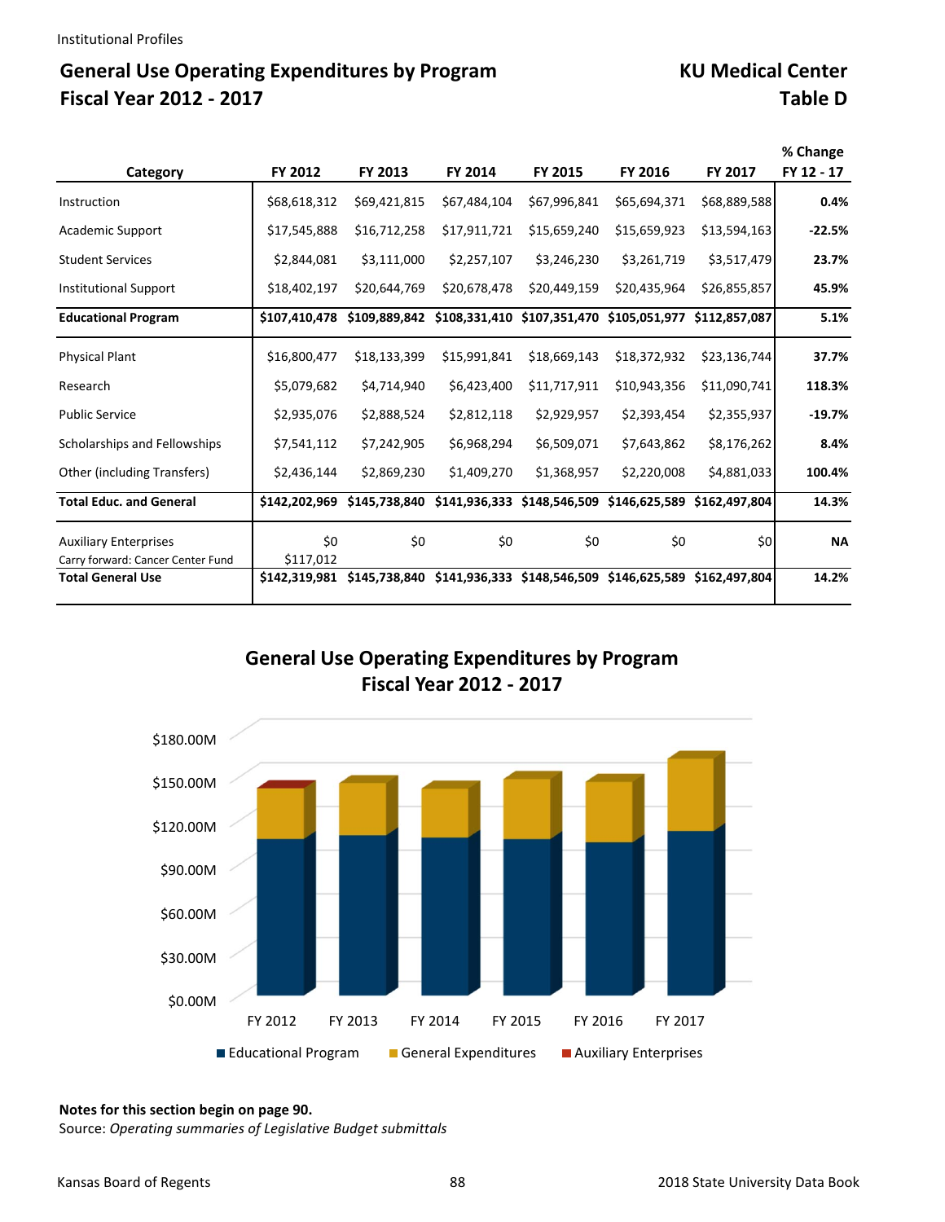# General Use Operating Expenditures by Program
## Fiscal Year 2012 - 2017

## KU Medical Center
## Table D

| Category | FY 2012 | FY 2013 | FY 2014 | FY 2015 | FY 2016 | FY 2017 | % Change FY 12 - 17 |
|---|---|---|---|---|---|---|---|
| Instruction | $68,618,312 | $69,421,815 | $67,484,104 | $67,996,841 | $65,694,371 | $68,889,588 | **0.4%** |
| Academic Support | $17,545,888 | $16,712,258 | $17,911,721 | $15,659,240 | $15,659,923 | $13,594,163 | **-22.5%** |
| Student Services | $2,844,081 | $3,111,000 | $2,257,107 | $3,246,230 | $3,261,719 | $3,517,479 | **23.7%** |
| Institutional Support | $18,402,197 | $20,644,769 | $20,678,478 | $20,449,159 | $20,435,964 | $26,855,857 | **45.9%** |
| **Educational Program** | **$107,410,478** | **$109,889,842** | **$108,331,410** | **$107,351,470** | **$105,051,977** | **$112,857,087** | **5.1%** |
| Physical Plant | $16,800,477 | $18,133,399 | $15,991,841 | $18,669,143 | $18,372,932 | $23,136,744 | **37.7%** |
| Research | $5,079,682 | $4,714,940 | $6,423,400 | $11,717,911 | $10,943,356 | $11,090,741 | **118.3%** |
| Public Service | $2,935,076 | $2,888,524 | $2,812,118 | $2,929,957 | $2,393,454 | $2,355,937 | **-19.7%** |
| Scholarships and Fellowships | $7,541,112 | $7,242,905 | $6,968,294 | $6,509,071 | $7,643,862 | $8,176,262 | **8.4%** |
| Other (including Transfers) | $2,436,144 | $2,869,230 | $1,409,270 | $1,368,957 | $2,220,008 | $4,881,033 | **100.4%** |
| **Total Educ. and General** | **$142,202,969** | **$145,738,840** | **$141,936,333** | **$148,546,509** | **$146,625,589** | **$162,497,804** | **14.3%** |
| Auxiliary Enterprises | $0 | $0 | $0 | $0 | $0 | $0 | **NA** |
| Carry forward: Cancer Center Fund | $117,012 | | | | | | |
| **Total General Use** | **$142,319,981** | **$145,738,840** | **$141,936,333** | **$148,546,509** | **$146,625,589** | **$162,497,804** | **14.2%** |

## General Use Operating Expenditures by Program
## Fiscal Year 2012 - 2017

(Chart: stacked bars for FY 2012 – FY 2017; y-axis $0.00M to $180.00M; legend: Educational Program, General Expenditures, Auxiliary Enterprises)

**Notes for this section begin on page 90.**

Source: *Operating summaries of Legislative Budget submittals*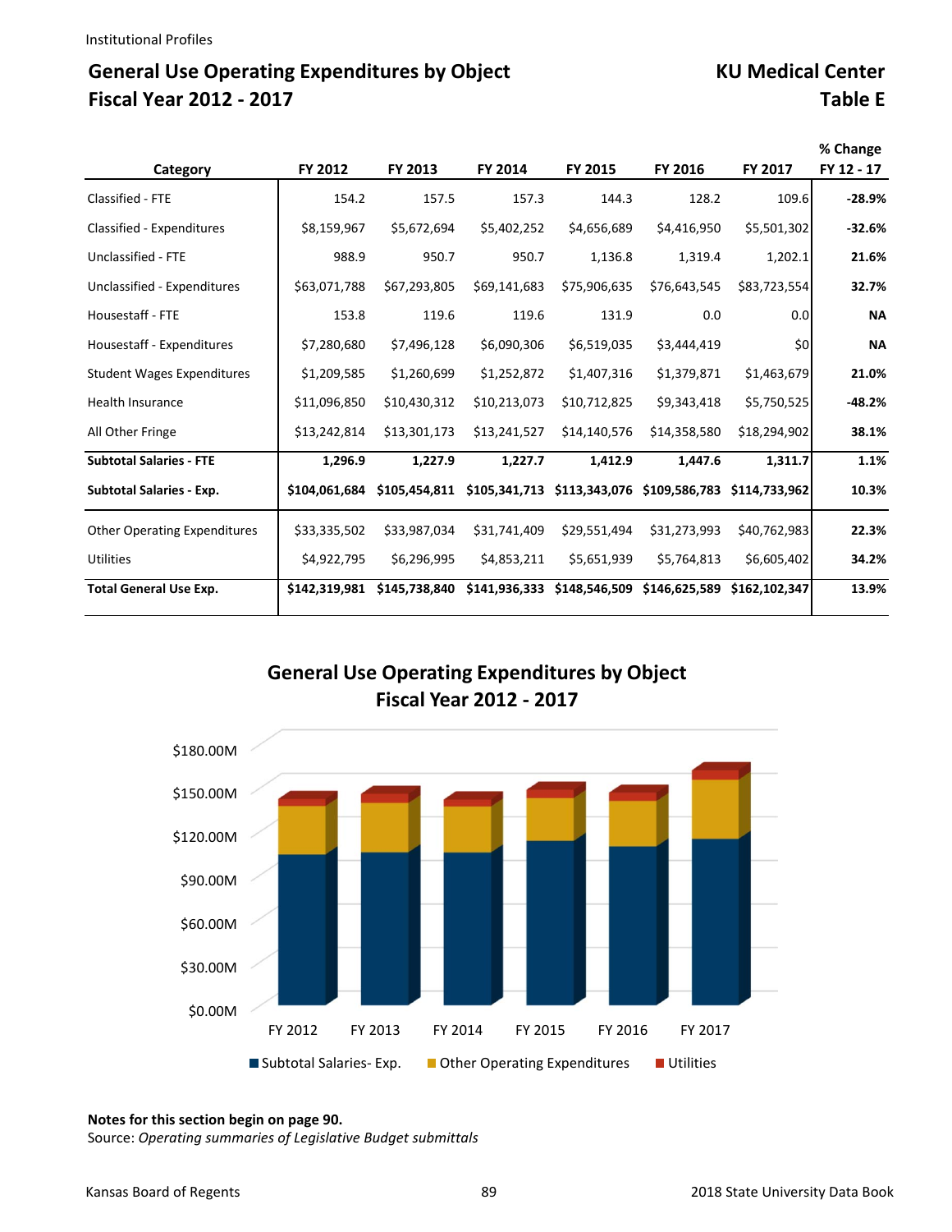Institutional Profiles

## General Use Operating Expenditures by Object
## Fiscal Year 2012 - 2017

## KU Medical Center
## Table E

| Category | FY 2012 | FY 2013 | FY 2014 | FY 2015 | FY 2016 | FY 2017 | % Change FY 12 - 17 |
|---|---|---|---|---|---|---|---|
| Classified - FTE | 154.2 | 157.5 | 157.3 | 144.3 | 128.2 | 109.6 | **-28.9%** |
| Classified - Expenditures | $8,159,967 | $5,672,694 | $5,402,252 | $4,656,689 | $4,416,950 | $5,501,302 | **-32.6%** |
| Unclassified - FTE | 988.9 | 950.7 | 950.7 | 1,136.8 | 1,319.4 | 1,202.1 | **21.6%** |
| Unclassified - Expenditures | $63,071,788 | $67,293,805 | $69,141,683 | $75,906,635 | $76,643,545 | $83,723,554 | **32.7%** |
| Housestaff - FTE | 153.8 | 119.6 | 119.6 | 131.9 | 0.0 | 0.0 | **NA** |
| Housestaff - Expenditures | $7,280,680 | $7,496,128 | $6,090,306 | $6,519,035 | $3,444,419 | $0 | **NA** |
| Student Wages Expenditures | $1,209,585 | $1,260,699 | $1,252,872 | $1,407,316 | $1,379,871 | $1,463,679 | **21.0%** |
| Health Insurance | $11,096,850 | $10,430,312 | $10,213,073 | $10,712,825 | $9,343,418 | $5,750,525 | **-48.2%** |
| All Other Fringe | $13,242,814 | $13,301,173 | $13,241,527 | $14,140,576 | $14,358,580 | $18,294,902 | **38.1%** |
| **Subtotal Salaries - FTE** | **1,296.9** | **1,227.9** | **1,227.7** | **1,412.9** | **1,447.6** | **1,311.7** | **1.1%** |
| **Subtotal Salaries - Exp.** | **$104,061,684** | **$105,454,811** | **$105,341,713** | **$113,343,076** | **$109,586,783** | **$114,733,962** | **10.3%** |
| Other Operating Expenditures | $33,335,502 | $33,987,034 | $31,741,409 | $29,551,494 | $31,273,993 | $40,762,983 | **22.3%** |
| Utilities | $4,922,795 | $6,296,995 | $4,853,211 | $5,651,939 | $5,764,813 | $6,605,402 | **34.2%** |
| **Total General Use Exp.** | **$142,319,981** | **$145,738,840** | **$141,936,333** | **$148,546,509** | **$146,625,589** | **$162,102,347** | **13.9%** |

**General Use Operating Expenditures by Object**
**Fiscal Year 2012 - 2017**

| | Subtotal Salaries- Exp. | Other Operating Expenditures | Utilities |
|---|---|---|---|
| FY 2012 | | | |
| FY 2013 | | | |
| FY 2014 | | | |
| FY 2015 | | | |
| FY 2016 | | | |
| FY 2017 | | | |

**Notes for this section begin on page 90.**
Source: *Operating summaries of Legislative Budget submittals*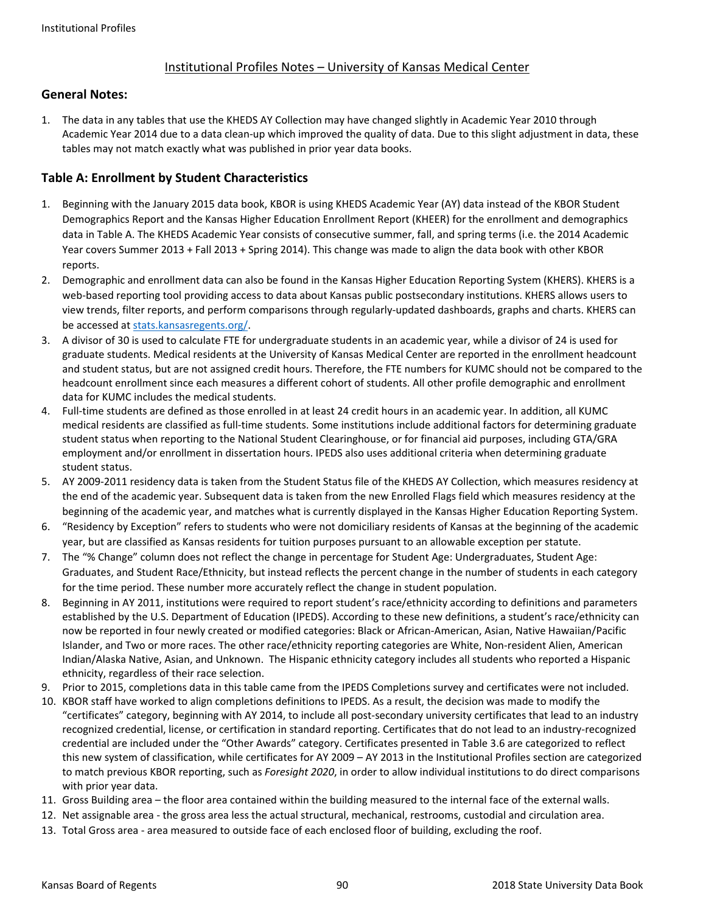## Institutional Profiles Notes – University of Kansas Medical Center

### General Notes:

1. The data in any tables that use the KHEDS AY Collection may have changed slightly in Academic Year 2010 through Academic Year 2014 due to a data clean-up which improved the quality of data. Due to this slight adjustment in data, these tables may not match exactly what was published in prior year data books.

### Table A: Enrollment by Student Characteristics

1. Beginning with the January 2015 data book, KBOR is using KHEDS Academic Year (AY) data instead of the KBOR Student Demographics Report and the Kansas Higher Education Enrollment Report (KHEER) for the enrollment and demographics data in Table A. The KHEDS Academic Year consists of consecutive summer, fall, and spring terms (i.e. the 2014 Academic Year covers Summer 2013 + Fall 2013 + Spring 2014). This change was made to align the data book with other KBOR reports.
2. Demographic and enrollment data can also be found in the Kansas Higher Education Reporting System (KHERS). KHERS is a web-based reporting tool providing access to data about Kansas public postsecondary institutions. KHERS allows users to view trends, filter reports, and perform comparisons through regularly-updated dashboards, graphs and charts. KHERS can be accessed at stats.kansasregents.org/.
3. A divisor of 30 is used to calculate FTE for undergraduate students in an academic year, while a divisor of 24 is used for graduate students. Medical residents at the University of Kansas Medical Center are reported in the enrollment headcount and student status, but are not assigned credit hours. Therefore, the FTE numbers for KUMC should not be compared to the headcount enrollment since each measures a different cohort of students. All other profile demographic and enrollment data for KUMC includes the medical students.
4. Full-time students are defined as those enrolled in at least 24 credit hours in an academic year. In addition, all KUMC medical residents are classified as full-time students. Some institutions include additional factors for determining graduate student status when reporting to the National Student Clearinghouse, or for financial aid purposes, including GTA/GRA employment and/or enrollment in dissertation hours. IPEDS also uses additional criteria when determining graduate student status.
5. AY 2009-2011 residency data is taken from the Student Status file of the KHEDS AY Collection, which measures residency at the end of the academic year. Subsequent data is taken from the new Enrolled Flags field which measures residency at the beginning of the academic year, and matches what is currently displayed in the Kansas Higher Education Reporting System.
6. "Residency by Exception" refers to students who were not domiciliary residents of Kansas at the beginning of the academic year, but are classified as Kansas residents for tuition purposes pursuant to an allowable exception per statute.
7. The "% Change" column does not reflect the change in percentage for Student Age: Undergraduates, Student Age: Graduates, and Student Race/Ethnicity, but instead reflects the percent change in the number of students in each category for the time period. These number more accurately reflect the change in student population.
8. Beginning in AY 2011, institutions were required to report student's race/ethnicity according to definitions and parameters established by the U.S. Department of Education (IPEDS). According to these new definitions, a student's race/ethnicity can now be reported in four newly created or modified categories: Black or African-American, Asian, Native Hawaiian/Pacific Islander, and Two or more races. The other race/ethnicity reporting categories are White, Non-resident Alien, American Indian/Alaska Native, Asian, and Unknown. The Hispanic ethnicity category includes all students who reported a Hispanic ethnicity, regardless of their race selection.
9. Prior to 2015, completions data in this table came from the IPEDS Completions survey and certificates were not included.
10. KBOR staff have worked to align completions definitions to IPEDS. As a result, the decision was made to modify the "certificates" category, beginning with AY 2014, to include all post-secondary university certificates that lead to an industry recognized credential, license, or certification in standard reporting. Certificates that do not lead to an industry-recognized credential are included under the "Other Awards" category. Certificates presented in Table 3.6 are categorized to reflect this new system of classification, while certificates for AY 2009 – AY 2013 in the Institutional Profiles section are categorized to match previous KBOR reporting, such as *Foresight 2020*, in order to allow individual institutions to do direct comparisons with prior year data.
11. Gross Building area – the floor area contained within the building measured to the internal face of the external walls.
12. Net assignable area - the gross area less the actual structural, mechanical, restrooms, custodial and circulation area.
13. Total Gross area - area measured to outside face of each enclosed floor of building, excluding the roof.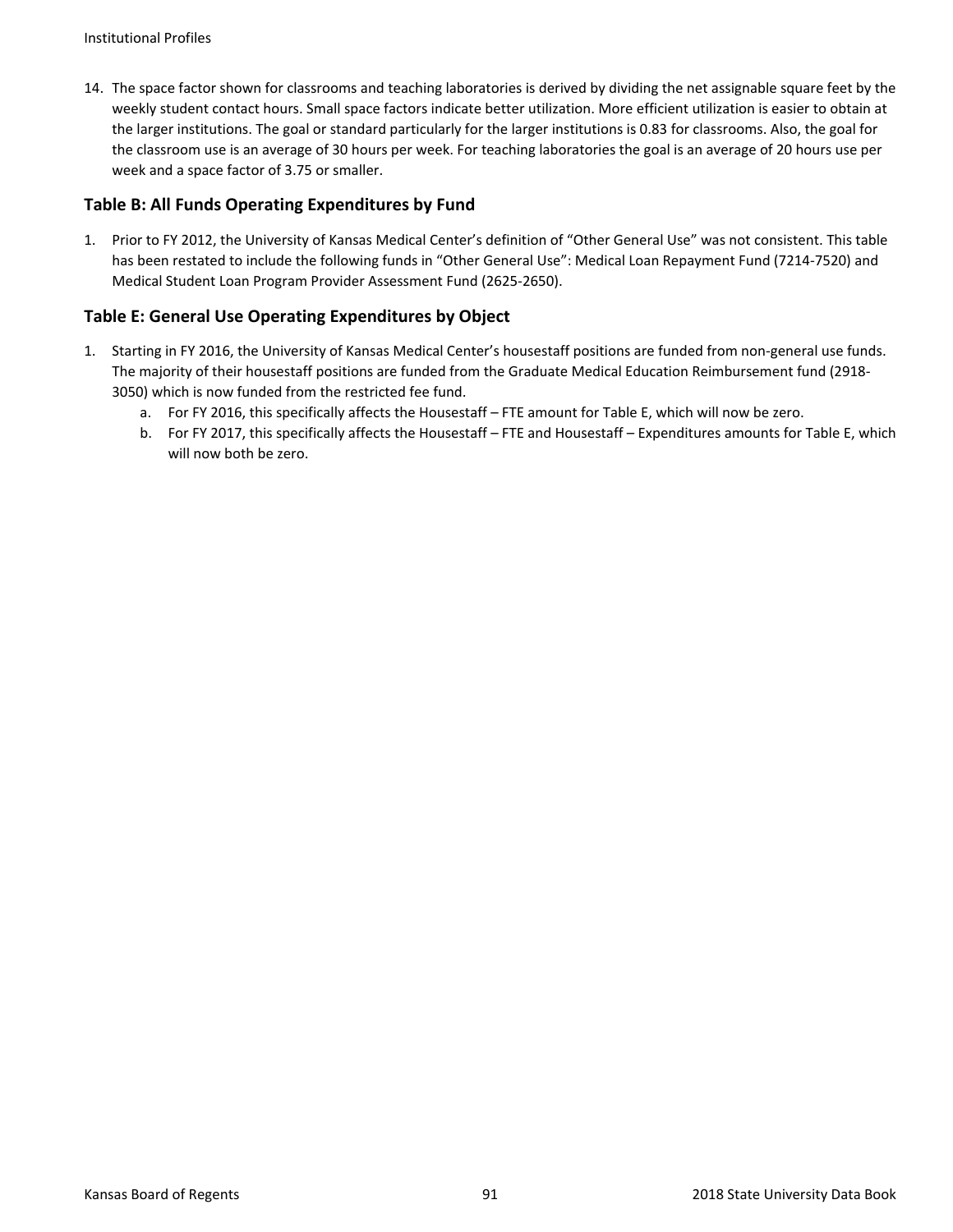14. The space factor shown for classrooms and teaching laboratories is derived by dividing the net assignable square feet by the weekly student contact hours. Small space factors indicate better utilization. More efficient utilization is easier to obtain at the larger institutions. The goal or standard particularly for the larger institutions is 0.83 for classrooms. Also, the goal for the classroom use is an average of 30 hours per week. For teaching laboratories the goal is an average of 20 hours use per week and a space factor of 3.75 or smaller.

### Table B: All Funds Operating Expenditures by Fund

1. Prior to FY 2012, the University of Kansas Medical Center's definition of "Other General Use" was not consistent. This table has been restated to include the following funds in "Other General Use": Medical Loan Repayment Fund (7214-7520) and Medical Student Loan Program Provider Assessment Fund (2625-2650).

### Table E: General Use Operating Expenditures by Object

1. Starting in FY 2016, the University of Kansas Medical Center's housestaff positions are funded from non-general use funds. The majority of their housestaff positions are funded from the Graduate Medical Education Reimbursement fund (2918-3050) which is now funded from the restricted fee fund.
   a. For FY 2016, this specifically affects the Housestaff – FTE amount for Table E, which will now be zero.
   b. For FY 2017, this specifically affects the Housestaff – FTE and Housestaff – Expenditures amounts for Table E, which will now both be zero.